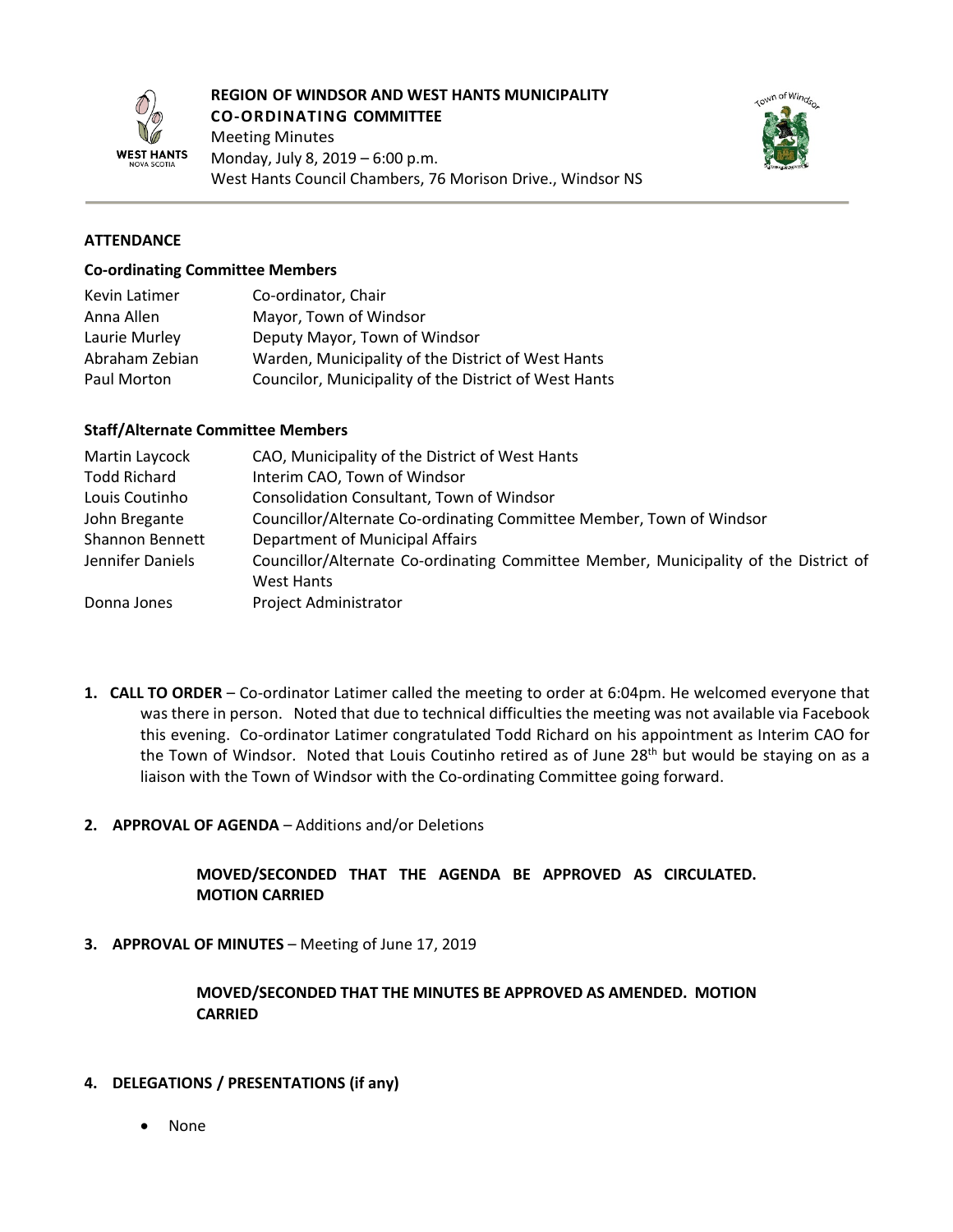# REGION OF WINDSOR AND WEST HANTS MUNICIPALITY
## CO-ORDINATING COMMITTEE

Meeting Minutes
Monday, July 8, 2019 – 6:00 p.m.
West Hants Council Chambers, 76 Morison Drive., Windsor NS

### ATTENDANCE

**Co-ordinating Committee Members**

| | |
|---|---|
| Kevin Latimer | Co-ordinator, Chair |
| Anna Allen | Mayor, Town of Windsor |
| Laurie Murley | Deputy Mayor, Town of Windsor |
| Abraham Zebian | Warden, Municipality of the District of West Hants |
| Paul Morton | Councilor, Municipality of the District of West Hants |

**Staff/Alternate Committee Members**

| | |
|---|---|
| Martin Laycock | CAO, Municipality of the District of West Hants |
| Todd Richard | Interim CAO, Town of Windsor |
| Louis Coutinho | Consolidation Consultant, Town of Windsor |
| John Bregante | Councillor/Alternate Co-ordinating Committee Member, Town of Windsor |
| Shannon Bennett | Department of Municipal Affairs |
| Jennifer Daniels | Councillor/Alternate Co-ordinating Committee Member, Municipality of the District of West Hants |
| Donna Jones | Project Administrator |

1. **CALL TO ORDER** – Co-ordinator Latimer called the meeting to order at 6:04pm. He welcomed everyone that was there in person. Noted that due to technical difficulties the meeting was not available via Facebook this evening. Co-ordinator Latimer congratulated Todd Richard on his appointment as Interim CAO for the Town of Windsor. Noted that Louis Coutinho retired as of June 28th but would be staying on as a liaison with the Town of Windsor with the Co-ordinating Committee going forward.

2. **APPROVAL OF AGENDA** – Additions and/or Deletions

   **MOVED/SECONDED THAT THE AGENDA BE APPROVED AS CIRCULATED. MOTION CARRIED**

3. **APPROVAL OF MINUTES** – Meeting of June 17, 2019

   **MOVED/SECONDED THAT THE MINUTES BE APPROVED AS AMENDED. MOTION CARRIED**

4. **DELEGATIONS / PRESENTATIONS (if any)**

   - None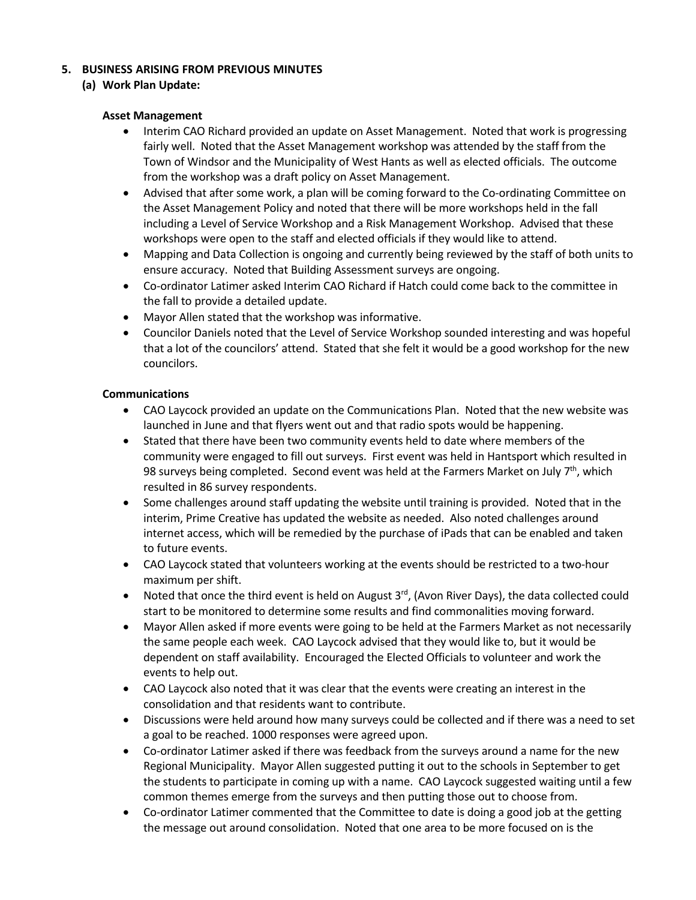## 5. BUSINESS ARISING FROM PREVIOUS MINUTES

### (a) Work Plan Update:

**Asset Management**

- Interim CAO Richard provided an update on Asset Management. Noted that work is progressing fairly well. Noted that the Asset Management workshop was attended by the staff from the Town of Windsor and the Municipality of West Hants as well as elected officials. The outcome from the workshop was a draft policy on Asset Management.
- Advised that after some work, a plan will be coming forward to the Co-ordinating Committee on the Asset Management Policy and noted that there will be more workshops held in the fall including a Level of Service Workshop and a Risk Management Workshop. Advised that these workshops were open to the staff and elected officials if they would like to attend.
- Mapping and Data Collection is ongoing and currently being reviewed by the staff of both units to ensure accuracy. Noted that Building Assessment surveys are ongoing.
- Co-ordinator Latimer asked Interim CAO Richard if Hatch could come back to the committee in the fall to provide a detailed update.
- Mayor Allen stated that the workshop was informative.
- Councilor Daniels noted that the Level of Service Workshop sounded interesting and was hopeful that a lot of the councilors' attend. Stated that she felt it would be a good workshop for the new councilors.

**Communications**

- CAO Laycock provided an update on the Communications Plan. Noted that the new website was launched in June and that flyers went out and that radio spots would be happening.
- Stated that there have been two community events held to date where members of the community were engaged to fill out surveys. First event was held in Hantsport which resulted in 98 surveys being completed. Second event was held at the Farmers Market on July 7th, which resulted in 86 survey respondents.
- Some challenges around staff updating the website until training is provided. Noted that in the interim, Prime Creative has updated the website as needed. Also noted challenges around internet access, which will be remedied by the purchase of iPads that can be enabled and taken to future events.
- CAO Laycock stated that volunteers working at the events should be restricted to a two-hour maximum per shift.
- Noted that once the third event is held on August 3rd, (Avon River Days), the data collected could start to be monitored to determine some results and find commonalities moving forward.
- Mayor Allen asked if more events were going to be held at the Farmers Market as not necessarily the same people each week. CAO Laycock advised that they would like to, but it would be dependent on staff availability. Encouraged the Elected Officials to volunteer and work the events to help out.
- CAO Laycock also noted that it was clear that the events were creating an interest in the consolidation and that residents want to contribute.
- Discussions were held around how many surveys could be collected and if there was a need to set a goal to be reached. 1000 responses were agreed upon.
- Co-ordinator Latimer asked if there was feedback from the surveys around a name for the new Regional Municipality. Mayor Allen suggested putting it out to the schools in September to get the students to participate in coming up with a name. CAO Laycock suggested waiting until a few common themes emerge from the surveys and then putting those out to choose from.
- Co-ordinator Latimer commented that the Committee to date is doing a good job at the getting the message out around consolidation. Noted that one area to be more focused on is the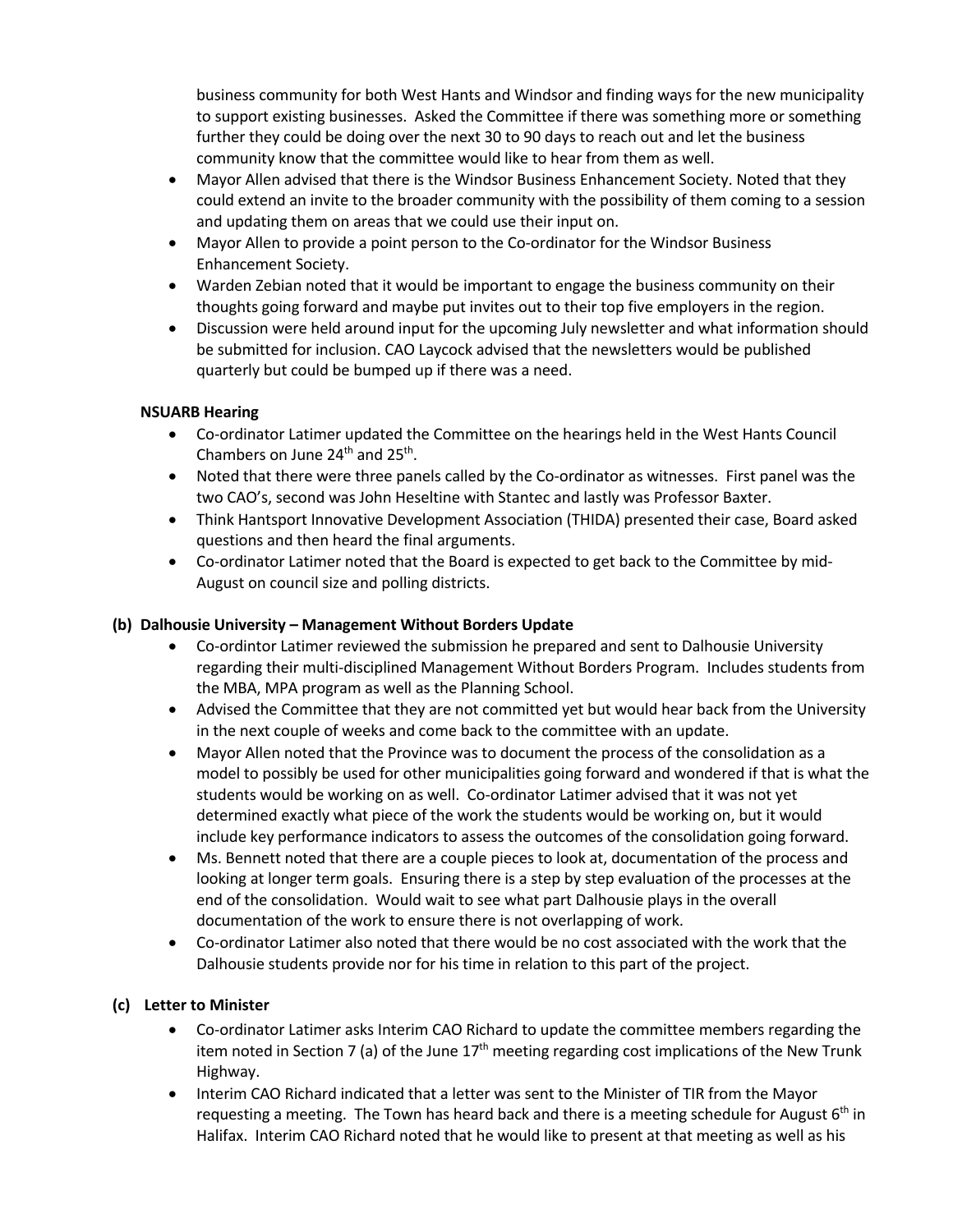business community for both West Hants and Windsor and finding ways for the new municipality to support existing businesses. Asked the Committee if there was something more or something further they could be doing over the next 30 to 90 days to reach out and let the business community know that the committee would like to hear from them as well.

- Mayor Allen advised that there is the Windsor Business Enhancement Society. Noted that they could extend an invite to the broader community with the possibility of them coming to a session and updating them on areas that we could use their input on.
- Mayor Allen to provide a point person to the Co-ordinator for the Windsor Business Enhancement Society.
- Warden Zebian noted that it would be important to engage the business community on their thoughts going forward and maybe put invites out to their top five employers in the region.
- Discussion were held around input for the upcoming July newsletter and what information should be submitted for inclusion. CAO Laycock advised that the newsletters would be published quarterly but could be bumped up if there was a need.

**NSUARB Hearing**

- Co-ordinator Latimer updated the Committee on the hearings held in the West Hants Council Chambers on June 24th and 25th.
- Noted that there were three panels called by the Co-ordinator as witnesses. First panel was the two CAO's, second was John Heseltine with Stantec and lastly was Professor Baxter.
- Think Hantsport Innovative Development Association (THIDA) presented their case, Board asked questions and then heard the final arguments.
- Co-ordinator Latimer noted that the Board is expected to get back to the Committee by mid-August on council size and polling districts.

**(b) Dalhousie University – Management Without Borders Update**

- Co-ordintor Latimer reviewed the submission he prepared and sent to Dalhousie University regarding their multi-disciplined Management Without Borders Program. Includes students from the MBA, MPA program as well as the Planning School.
- Advised the Committee that they are not committed yet but would hear back from the University in the next couple of weeks and come back to the committee with an update.
- Mayor Allen noted that the Province was to document the process of the consolidation as a model to possibly be used for other municipalities going forward and wondered if that is what the students would be working on as well. Co-ordinator Latimer advised that it was not yet determined exactly what piece of the work the students would be working on, but it would include key performance indicators to assess the outcomes of the consolidation going forward.
- Ms. Bennett noted that there are a couple pieces to look at, documentation of the process and looking at longer term goals. Ensuring there is a step by step evaluation of the processes at the end of the consolidation. Would wait to see what part Dalhousie plays in the overall documentation of the work to ensure there is not overlapping of work.
- Co-ordinator Latimer also noted that there would be no cost associated with the work that the Dalhousie students provide nor for his time in relation to this part of the project.

**(c) Letter to Minister**

- Co-ordinator Latimer asks Interim CAO Richard to update the committee members regarding the item noted in Section 7 (a) of the June 17th meeting regarding cost implications of the New Trunk Highway.
- Interim CAO Richard indicated that a letter was sent to the Minister of TIR from the Mayor requesting a meeting. The Town has heard back and there is a meeting schedule for August 6th in Halifax. Interim CAO Richard noted that he would like to present at that meeting as well as his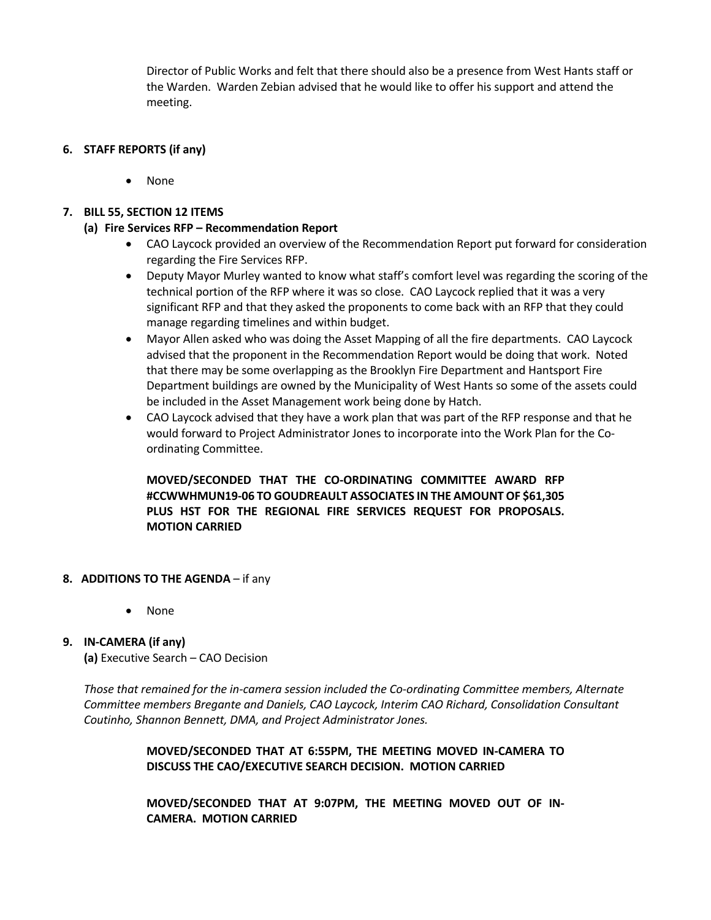Director of Public Works and felt that there should also be a presence from West Hants staff or the Warden. Warden Zebian advised that he would like to offer his support and attend the meeting.

**6. STAFF REPORTS (if any)**

- None

**7. BILL 55, SECTION 12 ITEMS**

**(a) Fire Services RFP – Recommendation Report**

- CAO Laycock provided an overview of the Recommendation Report put forward for consideration regarding the Fire Services RFP.
- Deputy Mayor Murley wanted to know what staff's comfort level was regarding the scoring of the technical portion of the RFP where it was so close. CAO Laycock replied that it was a very significant RFP and that they asked the proponents to come back with an RFP that they could manage regarding timelines and within budget.
- Mayor Allen asked who was doing the Asset Mapping of all the fire departments. CAO Laycock advised that the proponent in the Recommendation Report would be doing that work. Noted that there may be some overlapping as the Brooklyn Fire Department and Hantsport Fire Department buildings are owned by the Municipality of West Hants so some of the assets could be included in the Asset Management work being done by Hatch.
- CAO Laycock advised that they have a work plan that was part of the RFP response and that he would forward to Project Administrator Jones to incorporate into the Work Plan for the Co-ordinating Committee.

**MOVED/SECONDED THAT THE CO-ORDINATING COMMITTEE AWARD RFP #CCWWHMUN19-06 TO GOUDREAULT ASSOCIATES IN THE AMOUNT OF $61,305 PLUS HST FOR THE REGIONAL FIRE SERVICES REQUEST FOR PROPOSALS. MOTION CARRIED**

**8. ADDITIONS TO THE AGENDA** – if any

- None

**9. IN-CAMERA (if any)**

**(a)** Executive Search – CAO Decision

*Those that remained for the in-camera session included the Co-ordinating Committee members, Alternate Committee members Bregante and Daniels, CAO Laycock, Interim CAO Richard, Consolidation Consultant Coutinho, Shannon Bennett, DMA, and Project Administrator Jones.*

**MOVED/SECONDED THAT AT 6:55PM, THE MEETING MOVED IN-CAMERA TO DISCUSS THE CAO/EXECUTIVE SEARCH DECISION. MOTION CARRIED**

**MOVED/SECONDED THAT AT 9:07PM, THE MEETING MOVED OUT OF IN-CAMERA. MOTION CARRIED**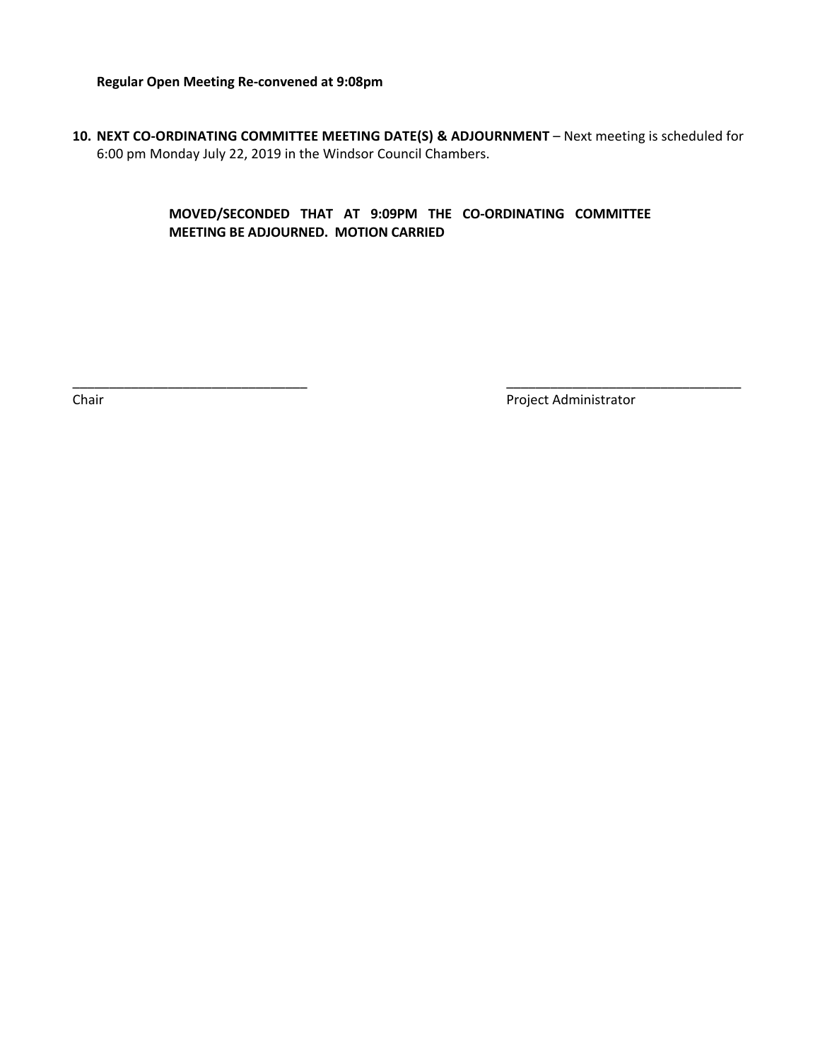**Regular Open Meeting Re-convened at 9:08pm**

10. **NEXT CO-ORDINATING COMMITTEE MEETING DATE(S) & ADJOURNMENT** – Next meeting is scheduled for 6:00 pm Monday July 22, 2019 in the Windsor Council Chambers.

> **MOVED/SECONDED THAT AT 9:09PM THE CO-ORDINATING COMMITTEE MEETING BE ADJOURNED. MOTION CARRIED**

________________________________ ________________________________

Chair Project Administrator